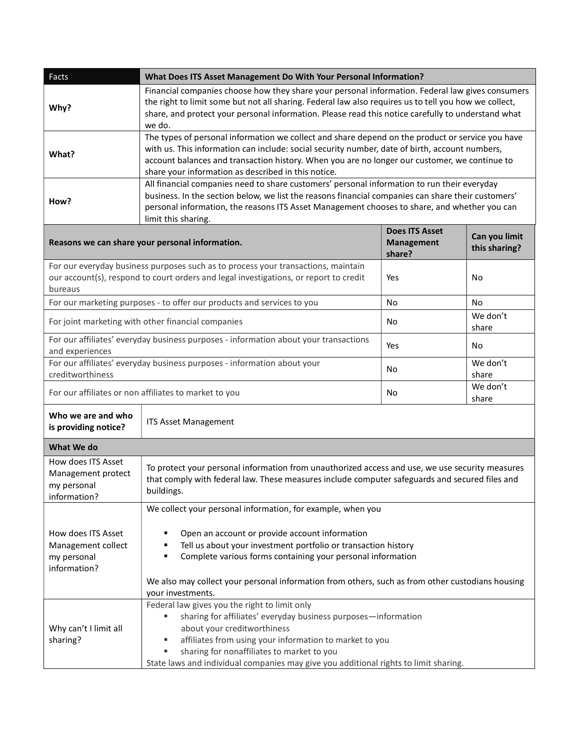| Facts | What Does ITS Asset Management Do With Your Personal Information? |
|---|---|
| **Why?** | Financial companies choose how they share your personal information. Federal law gives consumers the right to limit some but not all sharing. Federal law also requires us to tell you how we collect, share, and protect your personal information. Please read this notice carefully to understand what we do. |
| **What?** | The types of personal information we collect and share depend on the product or service you have with us. This information can include: social security number, date of birth, account numbers, account balances and transaction history. When you are no longer our customer, we continue to share your information as described in this notice. |
| **How?** | All financial companies need to share customers' personal information to run their everyday business. In the section below, we list the reasons financial companies can share their customers' personal information, the reasons ITS Asset Management chooses to share, and whether you can limit this sharing. |

| Reasons we can share your personal information. | Does ITS Asset Management share? | Can you limit this sharing? |
|---|---|---|
| For our everyday business purposes such as to process your transactions, maintain our account(s), respond to court orders and legal investigations, or report to credit bureaus | Yes | No |
| For our marketing purposes - to offer our products and services to you | No | No |
| For joint marketing with other financial companies | No | We don't share |
| For our affiliates' everyday business purposes - information about your transactions and experiences | Yes | No |
| For our affiliates' everyday business purposes - information about your creditworthiness | No | We don't share |
| For our affiliates or non affiliates to market to you | No | We don't share |

| **Who we are and who is providing notice?** | ITS Asset Management |
|---|---|
| **What We do** | |
| How does ITS Asset Management protect my personal information? | To protect your personal information from unauthorized access and use, we use security measures that comply with federal law. These measures include computer safeguards and secured files and buildings. |
| How does ITS Asset Management collect my personal information? | We collect your personal information, for example, when you<br>▪ Open an account or provide account information<br>▪ Tell us about your investment portfolio or transaction history<br>▪ Complete various forms containing your personal information<br><br>We also may collect your personal information from others, such as from other custodians housing your investments. |
| Why can't I limit all sharing? | Federal law gives you the right to limit only<br>▪ sharing for affiliates' everyday business purposes—information about your creditworthiness<br>▪ affiliates from using your information to market to you<br>▪ sharing for nonaffiliates to market to you<br>State laws and individual companies may give you additional rights to limit sharing. |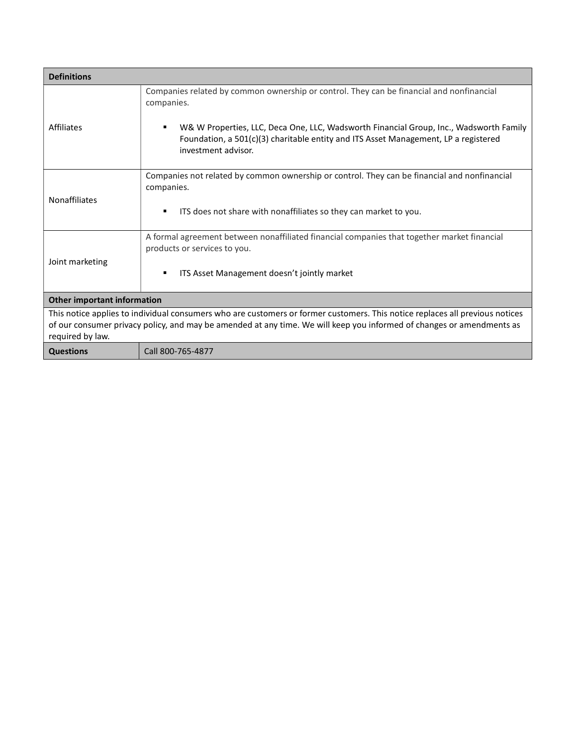| Definitions | |
|---|---|
| Affiliates | Companies related by common ownership or control. They can be financial and nonfinancial companies.<br><br>- W& W Properties, LLC, Deca One, LLC, Wadsworth Financial Group, Inc., Wadsworth Family Foundation, a 501(c)(3) charitable entity and ITS Asset Management, LP a registered investment advisor. |
| Nonaffiliates | Companies not related by common ownership or control. They can be financial and nonfinancial companies.<br><br>- ITS does not share with nonaffiliates so they can market to you. |
| Joint marketing | A formal agreement between nonaffiliated financial companies that together market financial products or services to you.<br><br>- ITS Asset Management doesn't jointly market |

| Other important information | |
|---|---|
| This notice applies to individual consumers who are customers or former customers. This notice replaces all previous notices of our consumer privacy policy, and may be amended at any time. We will keep you informed of changes or amendments as required by law. | |
| **Questions** | Call 800-765-4877 |